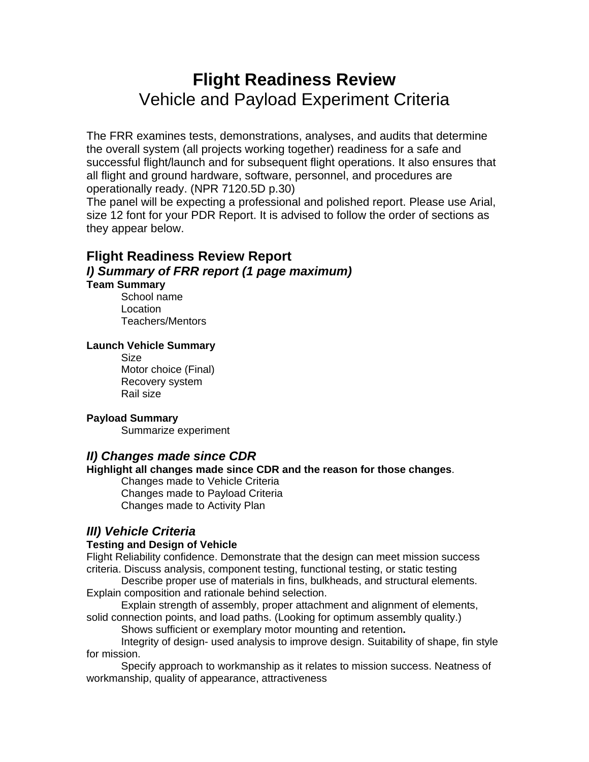# Flight Readiness Review

Vehicle and Payload Experiment Criteria

The FRR examines tests, demonstrations, analyses, and audits that determine the overall system (all projects working together) readiness for a safe and successful flight/launch and for subsequent flight operations. It also ensures that all flight and ground hardware, software, personnel, and procedures are operationally ready. (NPR 7120.5D p.30)

The panel will be expecting a professional and polished report. Please use Arial, size 12 font for your PDR Report. It is advised to follow the order of sections as they appear below.

## Flight Readiness Review Report

### *I) Summary of FRR report (1 page maximum)*

**Team Summary**

School name
Location
Teachers/Mentors

**Launch Vehicle Summary**

Size
Motor choice (Final)
Recovery system
Rail size

**Payload Summary**

Summarize experiment

### *II) Changes made since CDR*

**Highlight all changes made since CDR and the reason for those changes**.

Changes made to Vehicle Criteria
Changes made to Payload Criteria
Changes made to Activity Plan

### *III) Vehicle Criteria*

**Testing and Design of Vehicle**

Flight Reliability confidence. Demonstrate that the design can meet mission success criteria. Discuss analysis, component testing, functional testing, or static testing

Describe proper use of materials in fins, bulkheads, and structural elements. Explain composition and rationale behind selection.

Explain strength of assembly, proper attachment and alignment of elements, solid connection points, and load paths. (Looking for optimum assembly quality.)

Shows sufficient or exemplary motor mounting and retention**.**

Integrity of design- used analysis to improve design. Suitability of shape, fin style for mission.

Specify approach to workmanship as it relates to mission success. Neatness of workmanship, quality of appearance, attractiveness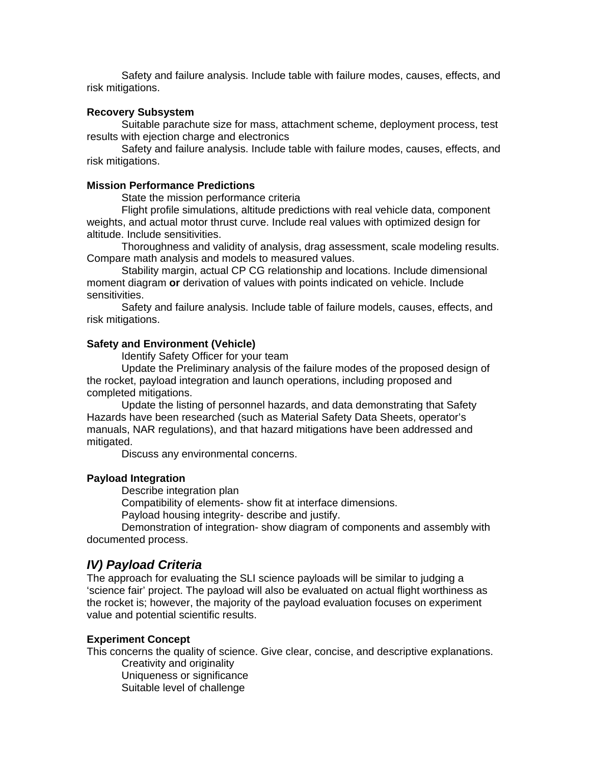Safety and failure analysis. Include table with failure modes, causes, effects, and risk mitigations.

**Recovery Subsystem**

Suitable parachute size for mass, attachment scheme, deployment process, test results with ejection charge and electronics

Safety and failure analysis. Include table with failure modes, causes, effects, and risk mitigations.

**Mission Performance Predictions**

State the mission performance criteria

Flight profile simulations, altitude predictions with real vehicle data, component weights, and actual motor thrust curve. Include real values with optimized design for altitude. Include sensitivities.

Thoroughness and validity of analysis, drag assessment, scale modeling results. Compare math analysis and models to measured values.

Stability margin, actual CP CG relationship and locations. Include dimensional moment diagram **or** derivation of values with points indicated on vehicle. Include sensitivities.

Safety and failure analysis. Include table of failure models, causes, effects, and risk mitigations.

**Safety and Environment (Vehicle)**

Identify Safety Officer for your team

Update the Preliminary analysis of the failure modes of the proposed design of the rocket, payload integration and launch operations, including proposed and completed mitigations.

Update the listing of personnel hazards, and data demonstrating that Safety Hazards have been researched (such as Material Safety Data Sheets, operator's manuals, NAR regulations), and that hazard mitigations have been addressed and mitigated.

Discuss any environmental concerns.

**Payload Integration**

Describe integration plan

Compatibility of elements- show fit at interface dimensions.

Payload housing integrity- describe and justify.

Demonstration of integration- show diagram of components and assembly with documented process.

## *IV) Payload Criteria*

The approach for evaluating the SLI science payloads will be similar to judging a 'science fair' project. The payload will also be evaluated on actual flight worthiness as the rocket is; however, the majority of the payload evaluation focuses on experiment value and potential scientific results.

**Experiment Concept**

This concerns the quality of science. Give clear, concise, and descriptive explanations.

Creativity and originality

Uniqueness or significance

Suitable level of challenge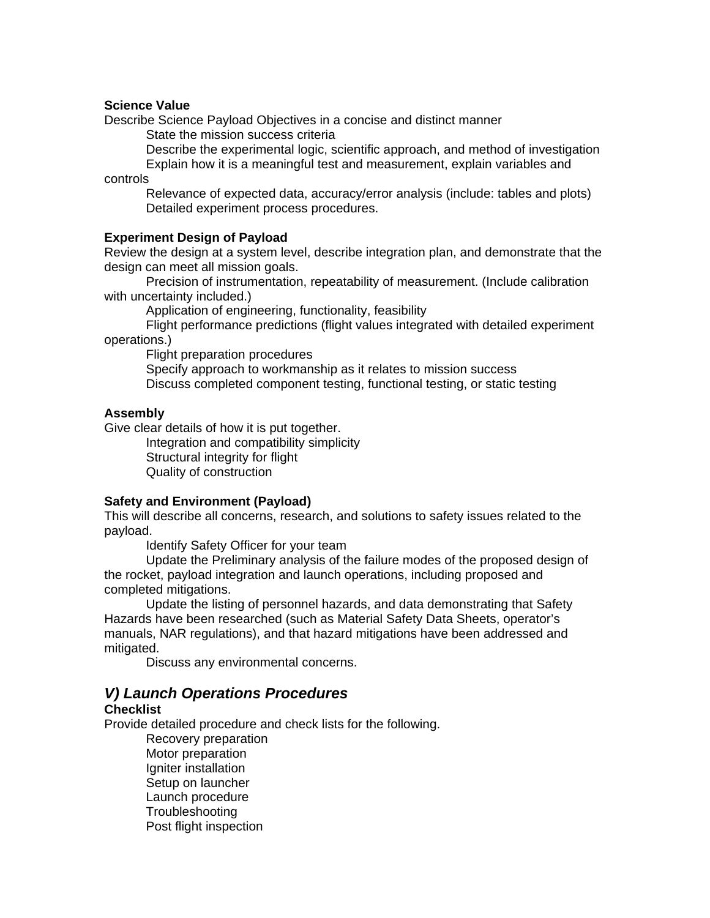**Science Value**

Describe Science Payload Objectives in a concise and distinct manner

- State the mission success criteria
- Describe the experimental logic, scientific approach, and method of investigation
- Explain how it is a meaningful test and measurement, explain variables and controls
- Relevance of expected data, accuracy/error analysis (include: tables and plots)
- Detailed experiment process procedures.

**Experiment Design of Payload**

Review the design at a system level, describe integration plan, and demonstrate that the design can meet all mission goals.

- Precision of instrumentation, repeatability of measurement. (Include calibration with uncertainty included.)
- Application of engineering, functionality, feasibility
- Flight performance predictions (flight values integrated with detailed experiment operations.)
- Flight preparation procedures
- Specify approach to workmanship as it relates to mission success
- Discuss completed component testing, functional testing, or static testing

**Assembly**

Give clear details of how it is put together.

- Integration and compatibility simplicity
- Structural integrity for flight
- Quality of construction

**Safety and Environment (Payload)**

This will describe all concerns, research, and solutions to safety issues related to the payload.

- Identify Safety Officer for your team
- Update the Preliminary analysis of the failure modes of the proposed design of the rocket, payload integration and launch operations, including proposed and completed mitigations.
- Update the listing of personnel hazards, and data demonstrating that Safety Hazards have been researched (such as Material Safety Data Sheets, operator's manuals, NAR regulations), and that hazard mitigations have been addressed and mitigated.
- Discuss any environmental concerns.

## *V) Launch Operations Procedures*

**Checklist**

Provide detailed procedure and check lists for the following.

- Recovery preparation
- Motor preparation
- Igniter installation
- Setup on launcher
- Launch procedure
- Troubleshooting
- Post flight inspection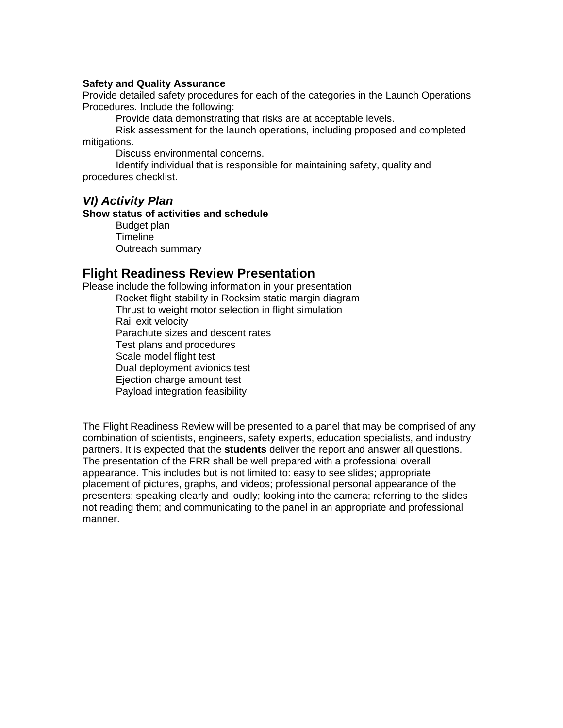**Safety and Quality Assurance**

Provide detailed safety procedures for each of the categories in the Launch Operations Procedures. Include the following:

- Provide data demonstrating that risks are at acceptable levels.
- Risk assessment for the launch operations, including proposed and completed mitigations.
- Discuss environmental concerns.
- Identify individual that is responsible for maintaining safety, quality and procedures checklist.

### *VI) Activity Plan*

**Show status of activities and schedule**

- Budget plan
- Timeline
- Outreach summary

## Flight Readiness Review Presentation

Please include the following information in your presentation

- Rocket flight stability in Rocksim static margin diagram
- Thrust to weight motor selection in flight simulation
- Rail exit velocity
- Parachute sizes and descent rates
- Test plans and procedures
- Scale model flight test
- Dual deployment avionics test
- Ejection charge amount test
- Payload integration feasibility

The Flight Readiness Review will be presented to a panel that may be comprised of any combination of scientists, engineers, safety experts, education specialists, and industry partners. It is expected that the **students** deliver the report and answer all questions. The presentation of the FRR shall be well prepared with a professional overall appearance. This includes but is not limited to: easy to see slides; appropriate placement of pictures, graphs, and videos; professional personal appearance of the presenters; speaking clearly and loudly; looking into the camera; referring to the slides not reading them; and communicating to the panel in an appropriate and professional manner.